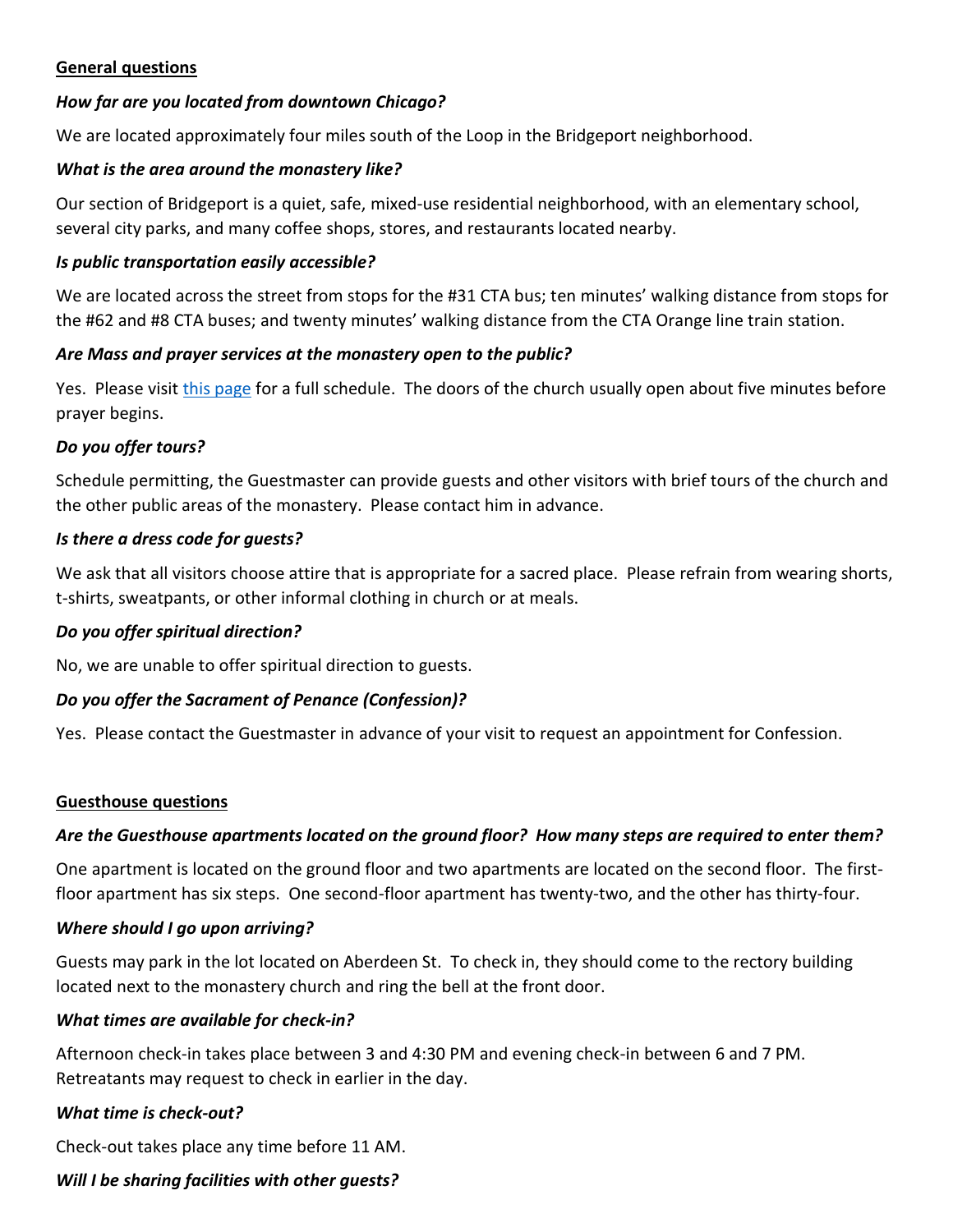## General questions

***How far are you located from downtown Chicago?***

We are located approximately four miles south of the Loop in the Bridgeport neighborhood.

***What is the area around the monastery like?***

Our section of Bridgeport is a quiet, safe, mixed-use residential neighborhood, with an elementary school, several city parks, and many coffee shops, stores, and restaurants located nearby.

***Is public transportation easily accessible?***

We are located across the street from stops for the #31 CTA bus; ten minutes' walking distance from stops for the #62 and #8 CTA buses; and twenty minutes' walking distance from the CTA Orange line train station.

***Are Mass and prayer services at the monastery open to the public?***

Yes. Please visit [this page]() for a full schedule. The doors of the church usually open about five minutes before prayer begins.

***Do you offer tours?***

Schedule permitting, the Guestmaster can provide guests and other visitors with brief tours of the church and the other public areas of the monastery. Please contact him in advance.

***Is there a dress code for guests?***

We ask that all visitors choose attire that is appropriate for a sacred place. Please refrain from wearing shorts, t-shirts, sweatpants, or other informal clothing in church or at meals.

***Do you offer spiritual direction?***

No, we are unable to offer spiritual direction to guests.

***Do you offer the Sacrament of Penance (Confession)?***

Yes. Please contact the Guestmaster in advance of your visit to request an appointment for Confession.

## Guesthouse questions

***Are the Guesthouse apartments located on the ground floor? How many steps are required to enter them?***

One apartment is located on the ground floor and two apartments are located on the second floor. The first-floor apartment has six steps. One second-floor apartment has twenty-two, and the other has thirty-four.

***Where should I go upon arriving?***

Guests may park in the lot located on Aberdeen St. To check in, they should come to the rectory building located next to the monastery church and ring the bell at the front door.

***What times are available for check-in?***

Afternoon check-in takes place between 3 and 4:30 PM and evening check-in between 6 and 7 PM. Retreatants may request to check in earlier in the day.

***What time is check-out?***

Check-out takes place any time before 11 AM.

***Will I be sharing facilities with other guests?***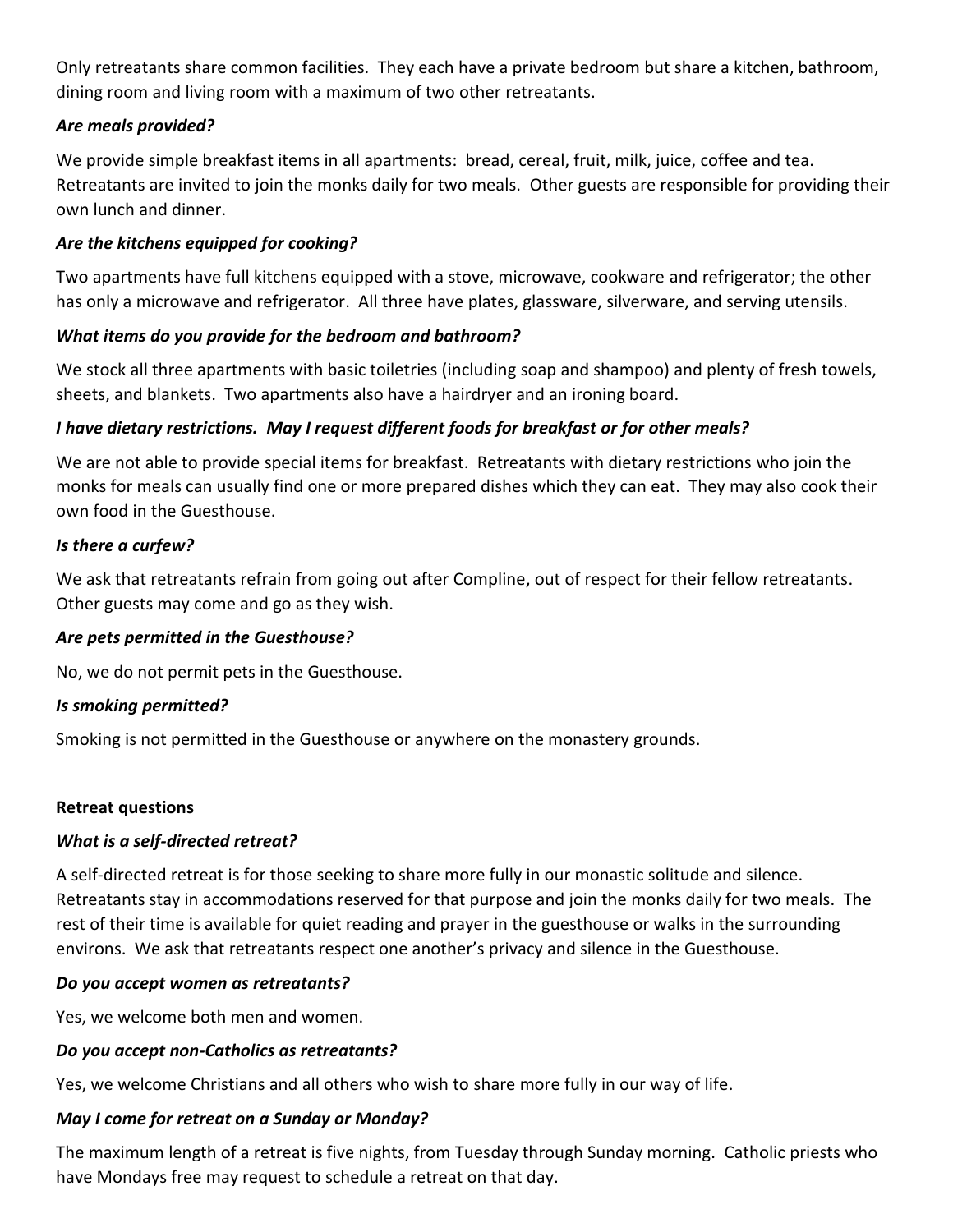Only retreatants share common facilities. They each have a private bedroom but share a kitchen, bathroom, dining room and living room with a maximum of two other retreatants.

***Are meals provided?***

We provide simple breakfast items in all apartments: bread, cereal, fruit, milk, juice, coffee and tea. Retreatants are invited to join the monks daily for two meals. Other guests are responsible for providing their own lunch and dinner.

***Are the kitchens equipped for cooking?***

Two apartments have full kitchens equipped with a stove, microwave, cookware and refrigerator; the other has only a microwave and refrigerator. All three have plates, glassware, silverware, and serving utensils.

***What items do you provide for the bedroom and bathroom?***

We stock all three apartments with basic toiletries (including soap and shampoo) and plenty of fresh towels, sheets, and blankets. Two apartments also have a hairdryer and an ironing board.

***I have dietary restrictions. May I request different foods for breakfast or for other meals?***

We are not able to provide special items for breakfast. Retreatants with dietary restrictions who join the monks for meals can usually find one or more prepared dishes which they can eat. They may also cook their own food in the Guesthouse.

***Is there a curfew?***

We ask that retreatants refrain from going out after Compline, out of respect for their fellow retreatants. Other guests may come and go as they wish.

***Are pets permitted in the Guesthouse?***

No, we do not permit pets in the Guesthouse.

***Is smoking permitted?***

Smoking is not permitted in the Guesthouse or anywhere on the monastery grounds.

**<u>Retreat questions</u>**

***What is a self-directed retreat?***

A self-directed retreat is for those seeking to share more fully in our monastic solitude and silence. Retreatants stay in accommodations reserved for that purpose and join the monks daily for two meals. The rest of their time is available for quiet reading and prayer in the guesthouse or walks in the surrounding environs. We ask that retreatants respect one another's privacy and silence in the Guesthouse.

***Do you accept women as retreatants?***

Yes, we welcome both men and women.

***Do you accept non-Catholics as retreatants?***

Yes, we welcome Christians and all others who wish to share more fully in our way of life.

***May I come for retreat on a Sunday or Monday?***

The maximum length of a retreat is five nights, from Tuesday through Sunday morning. Catholic priests who have Mondays free may request to schedule a retreat on that day.